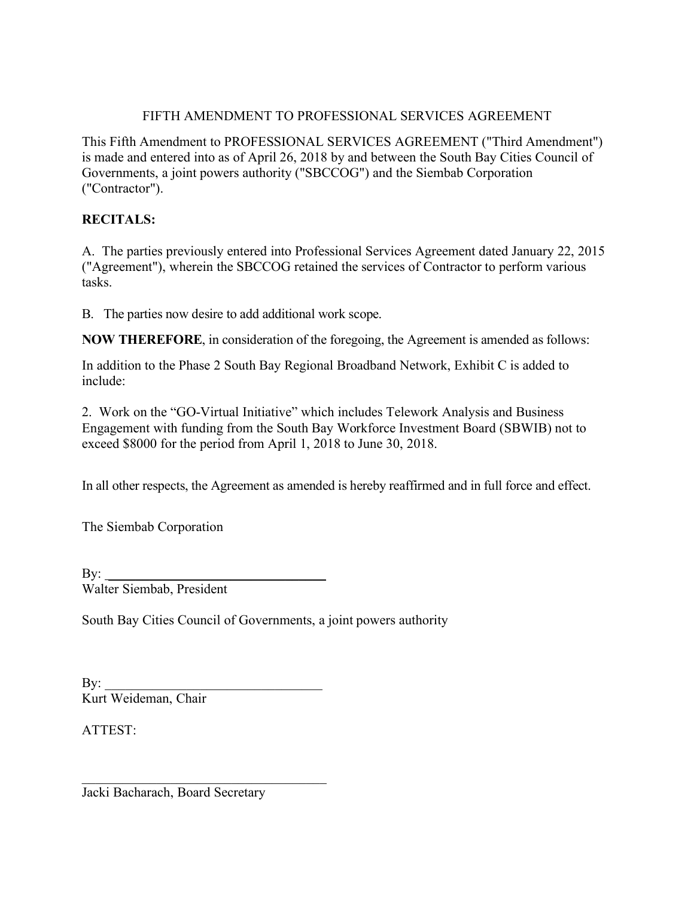# FIFTH AMENDMENT TO PROFESSIONAL SERVICES AGREEMENT

This Fifth Amendment to PROFESSIONAL SERVICES AGREEMENT ("Third Amendment") is made and entered into as of April 26, 2018 by and between the South Bay Cities Council of Governments, a joint powers authority ("SBCCOG") and the Siembab Corporation ("Contractor").

**RECITALS:**

A. The parties previously entered into Professional Services Agreement dated January 22, 2015 ("Agreement"), wherein the SBCCOG retained the services of Contractor to perform various tasks.

B. The parties now desire to add additional work scope.

**NOW THEREFORE**, in consideration of the foregoing, the Agreement is amended as follows:

In addition to the Phase 2 South Bay Regional Broadband Network, Exhibit C is added to include:

2. Work on the "GO-Virtual Initiative" which includes Telework Analysis and Business Engagement with funding from the South Bay Workforce Investment Board (SBWIB) not to exceed $8000 for the period from April 1, 2018 to June 30, 2018.

In all other respects, the Agreement as amended is hereby reaffirmed and in full force and effect.

The Siembab Corporation

By: ________________________________
Walter Siembab, President

South Bay Cities Council of Governments, a joint powers authority

By: ________________________________
Kurt Weideman, Chair

ATTEST:

________________________________
Jacki Bacharach, Board Secretary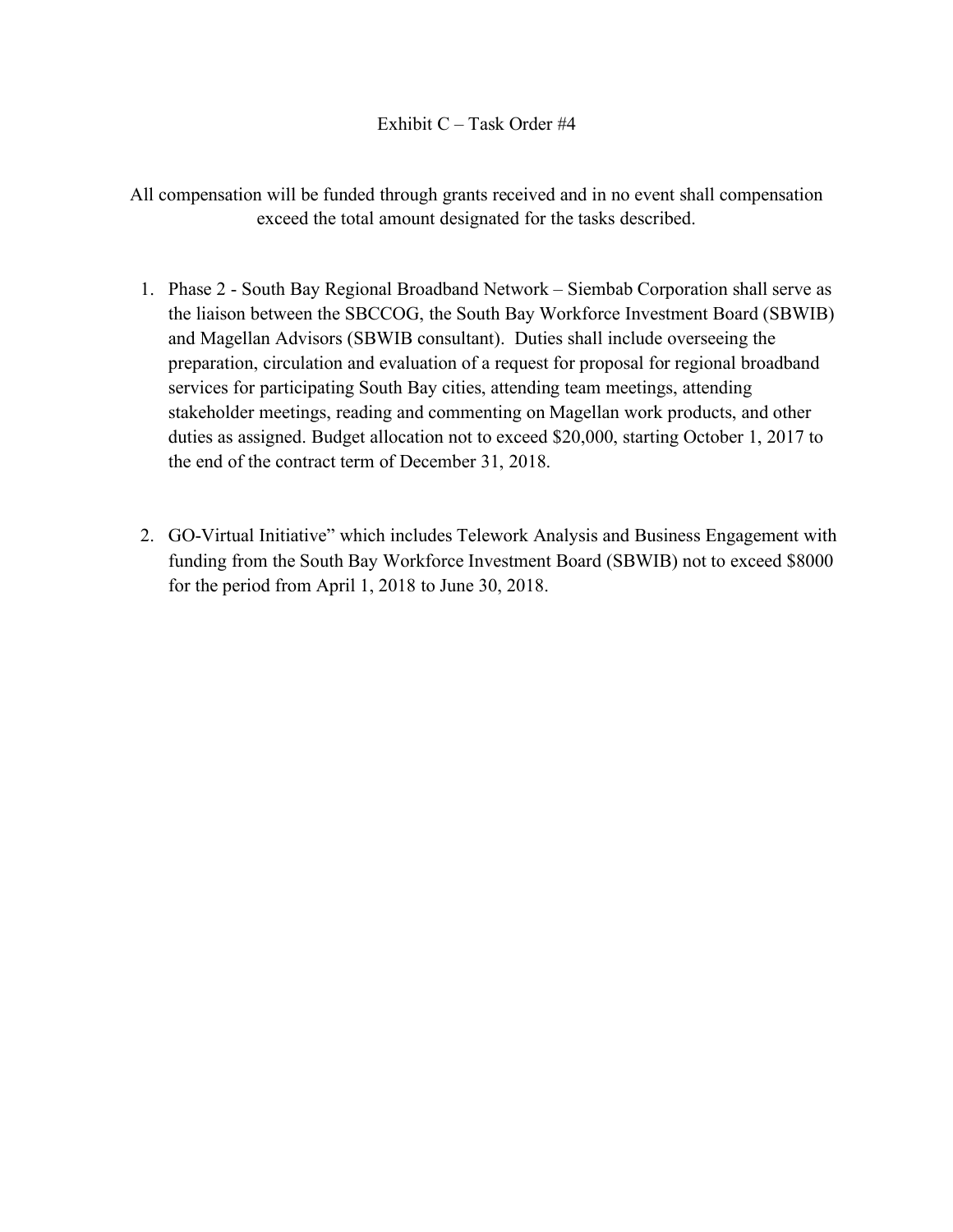Exhibit C – Task Order #4

All compensation will be funded through grants received and in no event shall compensation exceed the total amount designated for the tasks described.

1. Phase 2 - South Bay Regional Broadband Network – Siembab Corporation shall serve as the liaison between the SBCCOG, the South Bay Workforce Investment Board (SBWIB) and Magellan Advisors (SBWIB consultant). Duties shall include overseeing the preparation, circulation and evaluation of a request for proposal for regional broadband services for participating South Bay cities, attending team meetings, attending stakeholder meetings, reading and commenting on Magellan work products, and other duties as assigned. Budget allocation not to exceed $20,000, starting October 1, 2017 to the end of the contract term of December 31, 2018.

2. GO-Virtual Initiative" which includes Telework Analysis and Business Engagement with funding from the South Bay Workforce Investment Board (SBWIB) not to exceed $8000 for the period from April 1, 2018 to June 30, 2018.